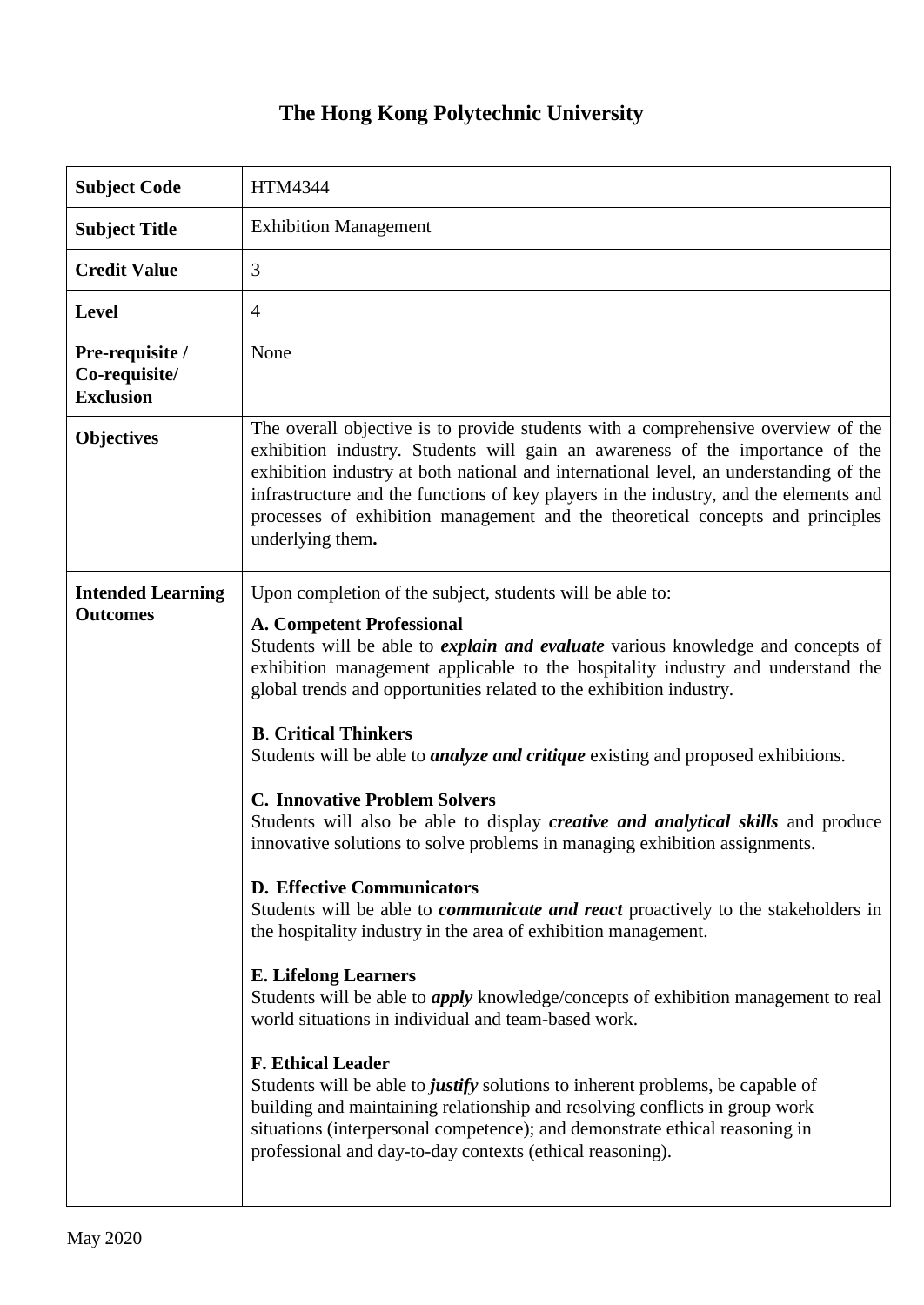# The Hong Kong Polytechnic University

| | |
|---|---|
| **Subject Code** | HTM4344 |
| **Subject Title** | Exhibition Management |
| **Credit Value** | 3 |
| **Level** | 4 |
| **Pre-requisite / Co-requisite/ Exclusion** | None |
| **Objectives** | The overall objective is to provide students with a comprehensive overview of the exhibition industry. Students will gain an awareness of the importance of the exhibition industry at both national and international level, an understanding of the infrastructure and the functions of key players in the industry, and the elements and processes of exhibition management and the theoretical concepts and principles underlying them**.** |
| **Intended Learning Outcomes** | Upon completion of the subject, students will be able to:<br><br>**A. Competent Professional**<br>Students will be able to ***explain and evaluate*** various knowledge and concepts of exhibition management applicable to the hospitality industry and understand the global trends and opportunities related to the exhibition industry.<br><br>**B. Critical Thinkers**<br>Students will be able to ***analyze and critique*** existing and proposed exhibitions.<br><br>**C. Innovative Problem Solvers**<br>Students will also be able to display ***creative and analytical skills*** and produce innovative solutions to solve problems in managing exhibition assignments.<br><br>**D. Effective Communicators**<br>Students will be able to ***communicate and react*** proactively to the stakeholders in the hospitality industry in the area of exhibition management.<br><br>**E. Lifelong Learners**<br>Students will be able to ***apply*** knowledge/concepts of exhibition management to real world situations in individual and team-based work.<br><br>**F. Ethical Leader**<br>Students will be able to ***justify*** solutions to inherent problems, be capable of building and maintaining relationship and resolving conflicts in group work situations (interpersonal competence); and demonstrate ethical reasoning in professional and day-to-day contexts (ethical reasoning). |

May 2020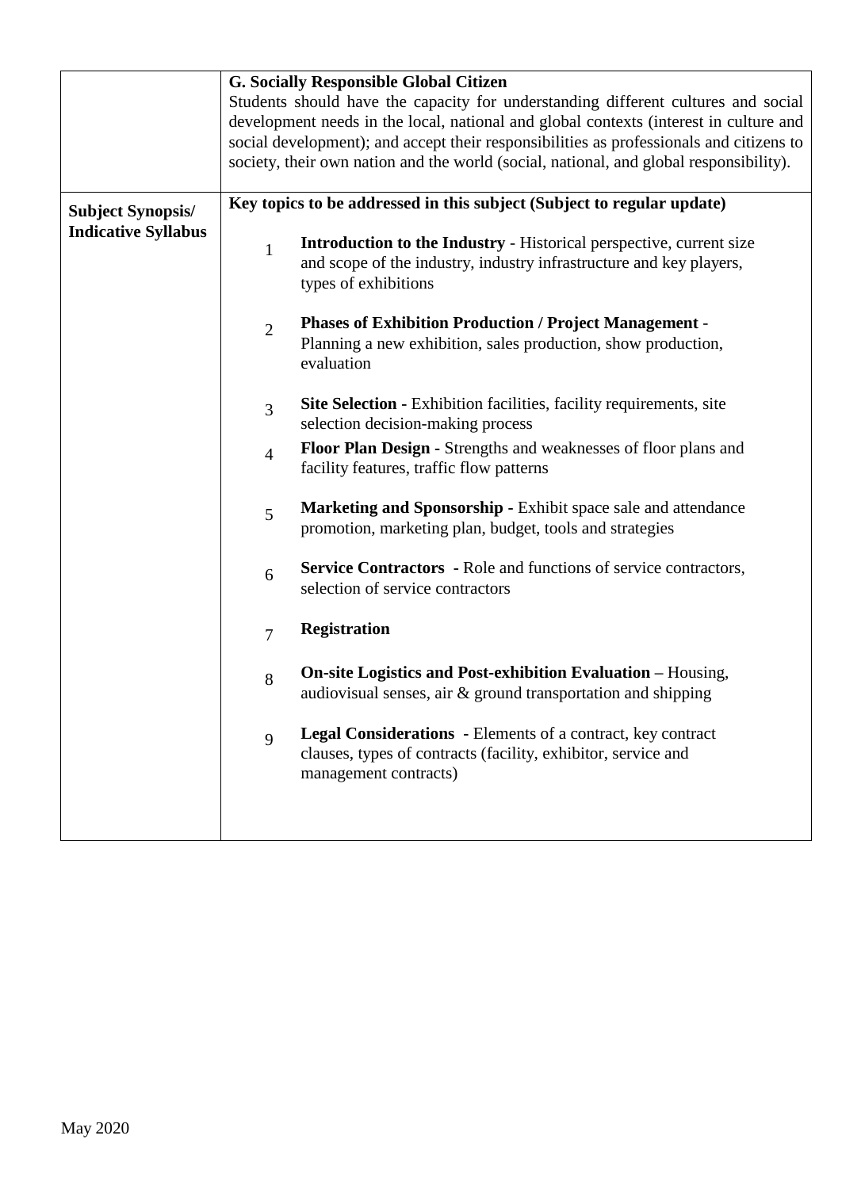| | |
|---|---|
| | **G. Socially Responsible Global Citizen**<br>Students should have the capacity for understanding different cultures and social development needs in the local, national and global contexts (interest in culture and social development); and accept their responsibilities as professionals and citizens to society, their own nation and the world (social, national, and global responsibility). |
| **Subject Synopsis/ Indicative Syllabus** | **Key topics to be addressed in this subject (Subject to regular update)**<br><br>1 **Introduction to the Industry** - Historical perspective, current size and scope of the industry, industry infrastructure and key players, types of exhibitions<br><br>2 **Phases of Exhibition Production / Project Management** - Planning a new exhibition, sales production, show production, evaluation<br><br>3 **Site Selection -** Exhibition facilities, facility requirements, site selection decision-making process<br><br>4 **Floor Plan Design -** Strengths and weaknesses of floor plans and facility features, traffic flow patterns<br><br>5 **Marketing and Sponsorship -** Exhibit space sale and attendance promotion, marketing plan, budget, tools and strategies<br><br>6 **Service Contractors -** Role and functions of service contractors, selection of service contractors<br><br>7 **Registration**<br><br>8 **On-site Logistics and Post-exhibition Evaluation** – Housing, audiovisual senses, air & ground transportation and shipping<br><br>9 **Legal Considerations -** Elements of a contract, key contract clauses, types of contracts (facility, exhibitor, service and management contracts) |

May 2020